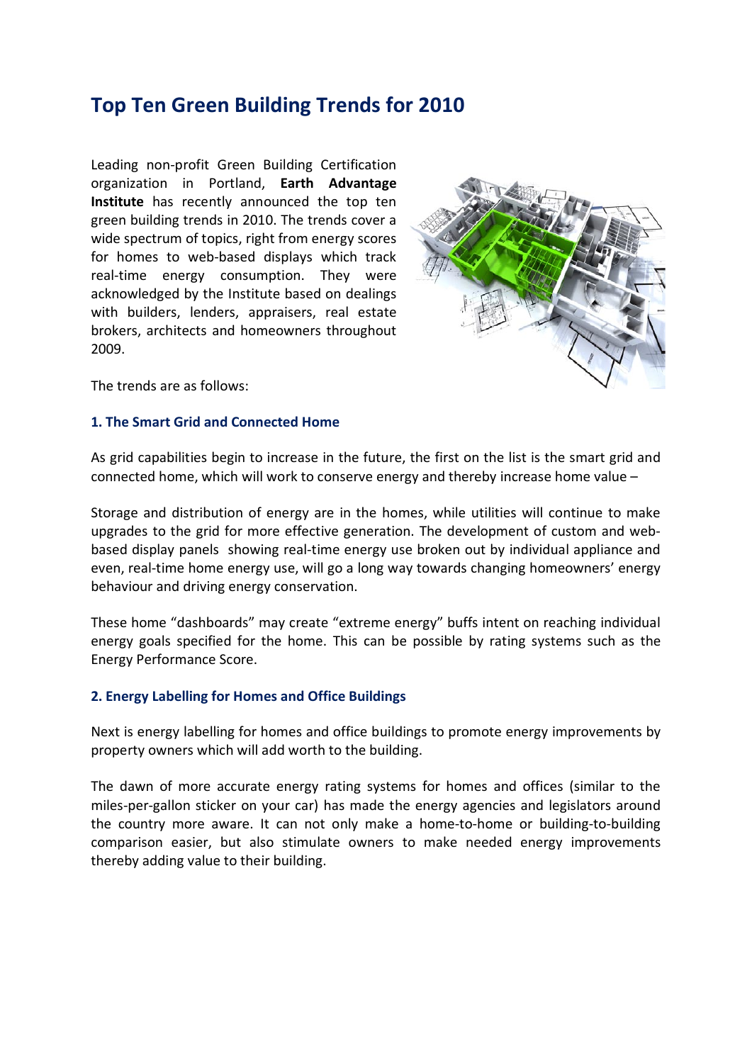# Top Ten Green Building Trends for 2010

Leading non-profit Green Building Certification organization in Portland, **Earth Advantage Institute** has recently announced the top ten green building trends in 2010. The trends cover a wide spectrum of topics, right from energy scores for homes to web-based displays which track real-time energy consumption. They were acknowledged by the Institute based on dealings with builders, lenders, appraisers, real estate brokers, architects and homeowners throughout 2009.

The trends are as follows:

### 1. The Smart Grid and Connected Home

As grid capabilities begin to increase in the future, the first on the list is the smart grid and connected home, which will work to conserve energy and thereby increase home value –

Storage and distribution of energy are in the homes, while utilities will continue to make upgrades to the grid for more effective generation. The development of custom and web-based display panels showing real-time energy use broken out by individual appliance and even, real-time home energy use, will go a long way towards changing homeowners' energy behaviour and driving energy conservation.

These home "dashboards" may create "extreme energy" buffs intent on reaching individual energy goals specified for the home. This can be possible by rating systems such as the Energy Performance Score.

### 2. Energy Labelling for Homes and Office Buildings

Next is energy labelling for homes and office buildings to promote energy improvements by property owners which will add worth to the building.

The dawn of more accurate energy rating systems for homes and offices (similar to the miles-per-gallon sticker on your car) has made the energy agencies and legislators around the country more aware. It can not only make a home-to-home or building-to-building comparison easier, but also stimulate owners to make needed energy improvements thereby adding value to their building.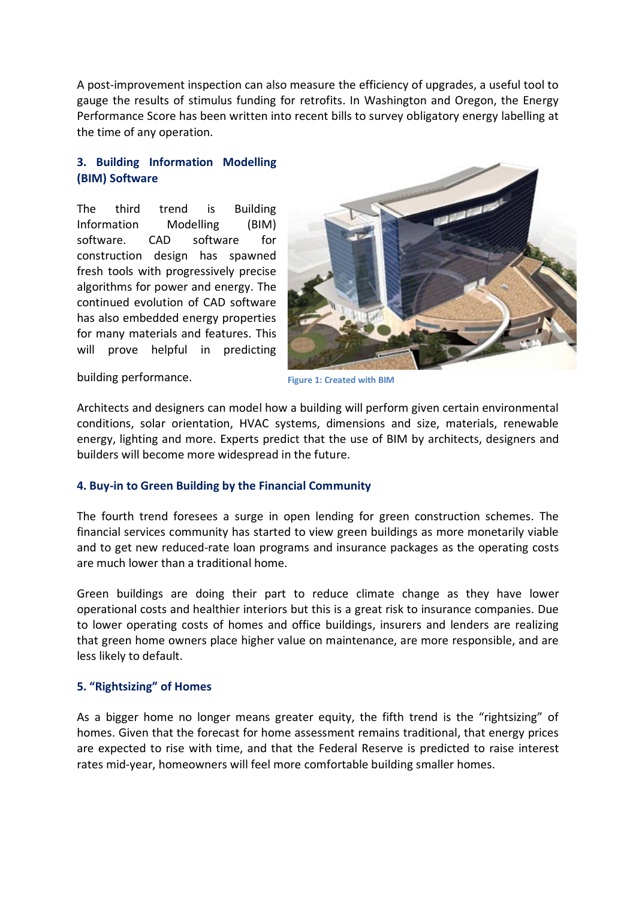A post-improvement inspection can also measure the efficiency of upgrades, a useful tool to gauge the results of stimulus funding for retrofits. In Washington and Oregon, the Energy Performance Score has been written into recent bills to survey obligatory energy labelling at the time of any operation.

### 3. Building Information Modelling (BIM) Software

The third trend is Building Information Modelling (BIM) software. CAD software for construction design has spawned fresh tools with progressively precise algorithms for power and energy. The continued evolution of CAD software has also embedded energy properties for many materials and features. This will prove helpful in predicting building performance.

Figure 1: Created with BIM

Architects and designers can model how a building will perform given certain environmental conditions, solar orientation, HVAC systems, dimensions and size, materials, renewable energy, lighting and more. Experts predict that the use of BIM by architects, designers and builders will become more widespread in the future.

### 4. Buy-in to Green Building by the Financial Community

The fourth trend foresees a surge in open lending for green construction schemes. The financial services community has started to view green buildings as more monetarily viable and to get new reduced-rate loan programs and insurance packages as the operating costs are much lower than a traditional home.

Green buildings are doing their part to reduce climate change as they have lower operational costs and healthier interiors but this is a great risk to insurance companies. Due to lower operating costs of homes and office buildings, insurers and lenders are realizing that green home owners place higher value on maintenance, are more responsible, and are less likely to default.

### 5. "Rightsizing" of Homes

As a bigger home no longer means greater equity, the fifth trend is the "rightsizing" of homes. Given that the forecast for home assessment remains traditional, that energy prices are expected to rise with time, and that the Federal Reserve is predicted to raise interest rates mid-year, homeowners will feel more comfortable building smaller homes.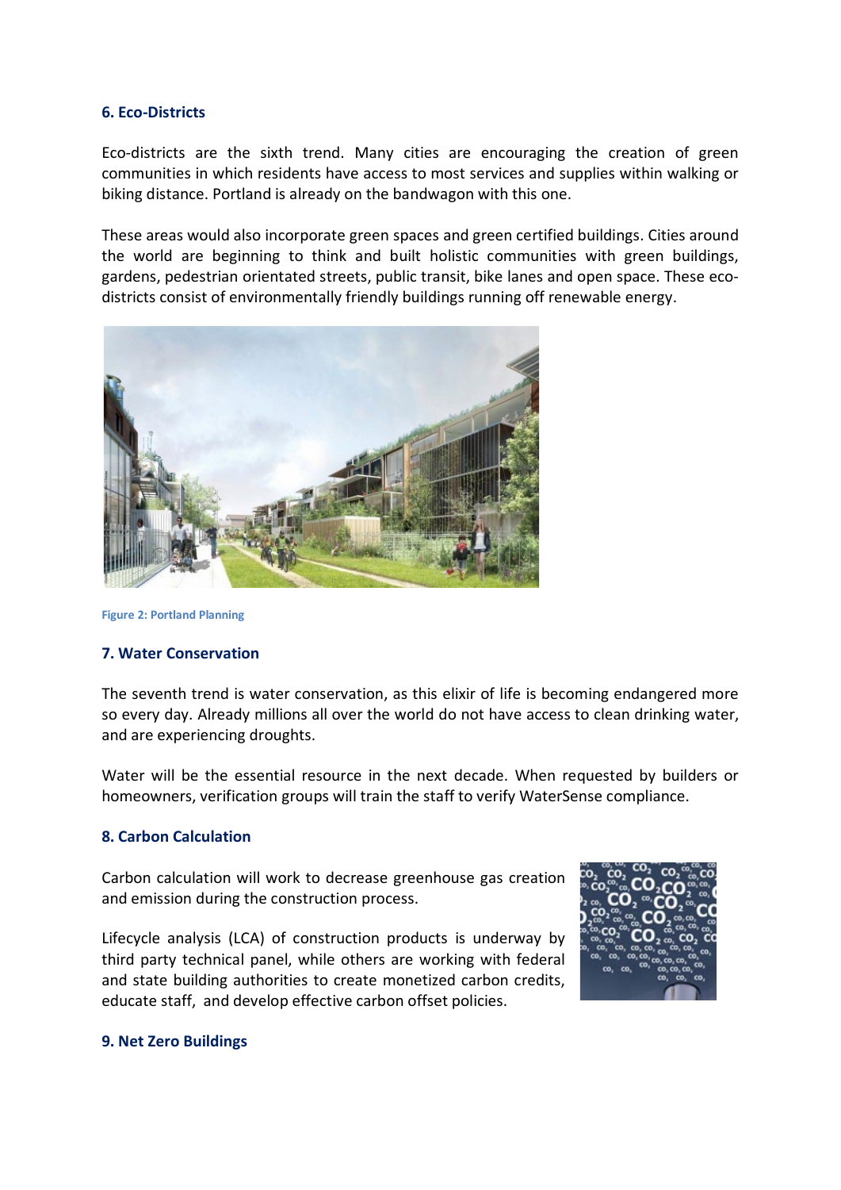### 6. Eco-Districts

Eco-districts are the sixth trend. Many cities are encouraging the creation of green communities in which residents have access to most services and supplies within walking or biking distance. Portland is already on the bandwagon with this one.

These areas would also incorporate green spaces and green certified buildings. Cities around the world are beginning to think and built holistic communities with green buildings, gardens, pedestrian orientated streets, public transit, bike lanes and open space. These eco-districts consist of environmentally friendly buildings running off renewable energy.

Figure 2: Portland Planning

### 7. Water Conservation

The seventh trend is water conservation, as this elixir of life is becoming endangered more so every day. Already millions all over the world do not have access to clean drinking water, and are experiencing droughts.

Water will be the essential resource in the next decade. When requested by builders or homeowners, verification groups will train the staff to verify WaterSense compliance.

### 8. Carbon Calculation

Carbon calculation will work to decrease greenhouse gas creation and emission during the construction process.

Lifecycle analysis (LCA) of construction products is underway by third party technical panel, while others are working with federal and state building authorities to create monetized carbon credits, educate staff, and develop effective carbon offset policies.

### 9. Net Zero Buildings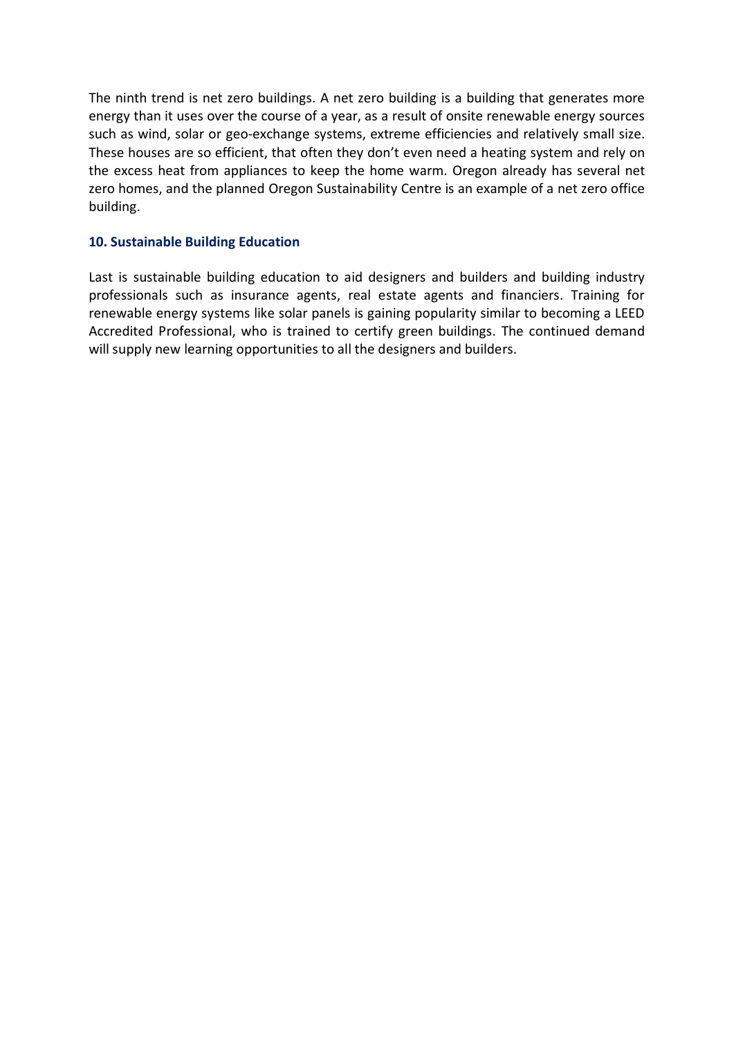The ninth trend is net zero buildings. A net zero building is a building that generates more energy than it uses over the course of a year, as a result of onsite renewable energy sources such as wind, solar or geo-exchange systems, extreme efficiencies and relatively small size. These houses are so efficient, that often they don't even need a heating system and rely on the excess heat from appliances to keep the home warm. Oregon already has several net zero homes, and the planned Oregon Sustainability Centre is an example of a net zero office building.

### 10. Sustainable Building Education

Last is sustainable building education to aid designers and builders and building industry professionals such as insurance agents, real estate agents and financiers. Training for renewable energy systems like solar panels is gaining popularity similar to becoming a LEED Accredited Professional, who is trained to certify green buildings. The continued demand will supply new learning opportunities to all the designers and builders.